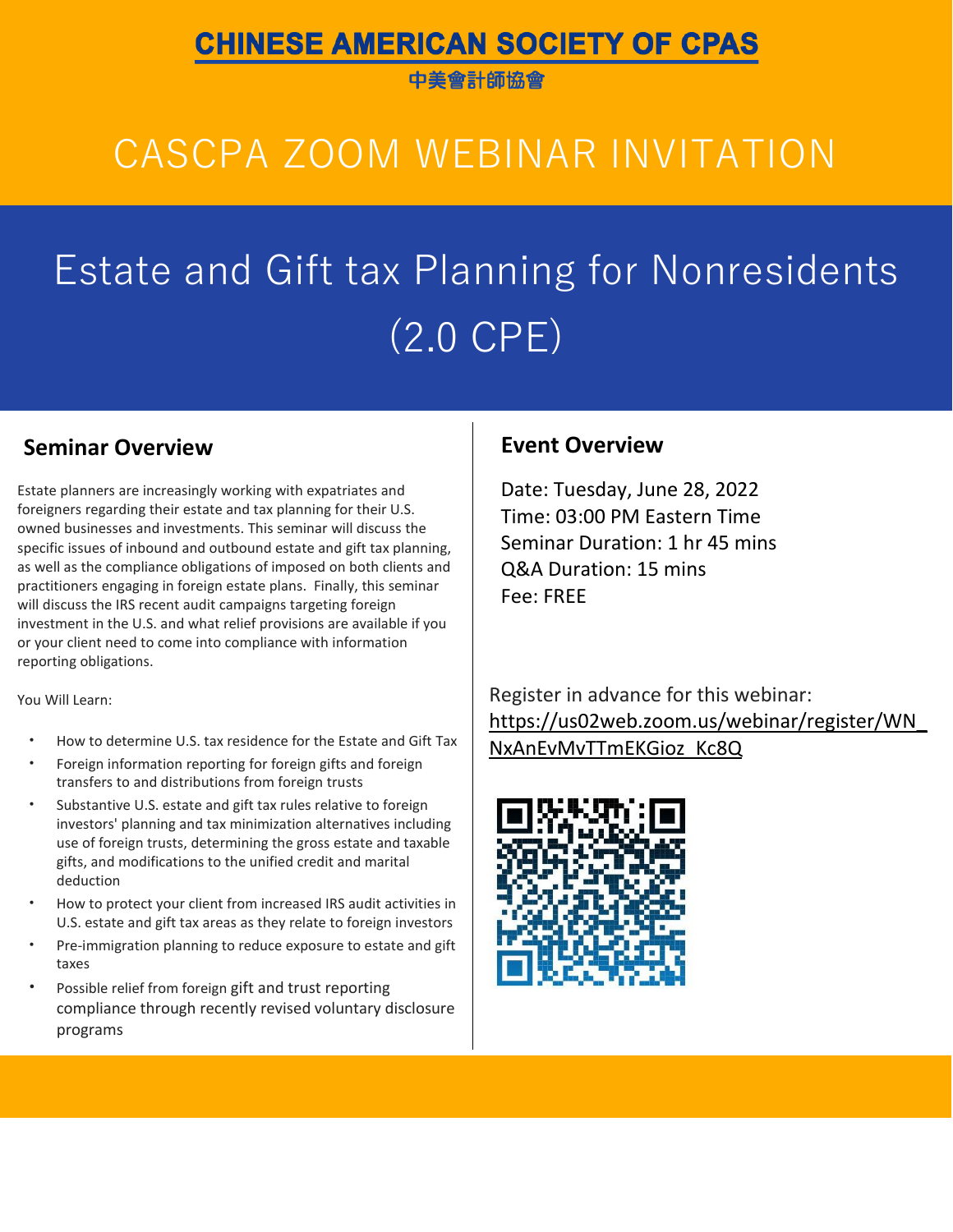# CHINESE AMERICAN SOCIETY OF CPAS

中美會計師協會

# CASCPA ZOOM WEBINAR INVITATION

# Estate and Gift tax Planning for Nonresidents (2.0 CPE)

## Seminar Overview

Estate planners are increasingly working with expatriates and foreigners regarding their estate and tax planning for their U.S. owned businesses and investments. This seminar will discuss the specific issues of inbound and outbound estate and gift tax planning, as well as the compliance obligations of imposed on both clients and practitioners engaging in foreign estate plans. Finally, this seminar will discuss the IRS recent audit campaigns targeting foreign investment in the U.S. and what relief provisions are available if you or your client need to come into compliance with information reporting obligations.

You Will Learn:

- How to determine U.S. tax residence for the Estate and Gift Tax
- Foreign information reporting for foreign gifts and foreign transfers to and distributions from foreign trusts
- Substantive U.S. estate and gift tax rules relative to foreign investors' planning and tax minimization alternatives including use of foreign trusts, determining the gross estate and taxable gifts, and modifications to the unified credit and marital deduction
- How to protect your client from increased IRS audit activities in U.S. estate and gift tax areas as they relate to foreign investors
- Pre-immigration planning to reduce exposure to estate and gift taxes
- Possible relief from foreign gift and trust reporting compliance through recently revised voluntary disclosure programs

## Event Overview

Date: Tuesday, June 28, 2022

Time: 03:00 PM Eastern Time

Seminar Duration: 1 hr 45 mins

Q&A Duration: 15 mins

Fee: FREE

Register in advance for this webinar:
https://us02web.zoom.us/webinar/register/WN_NxAnEvMvTTmEKGioz_Kc8Q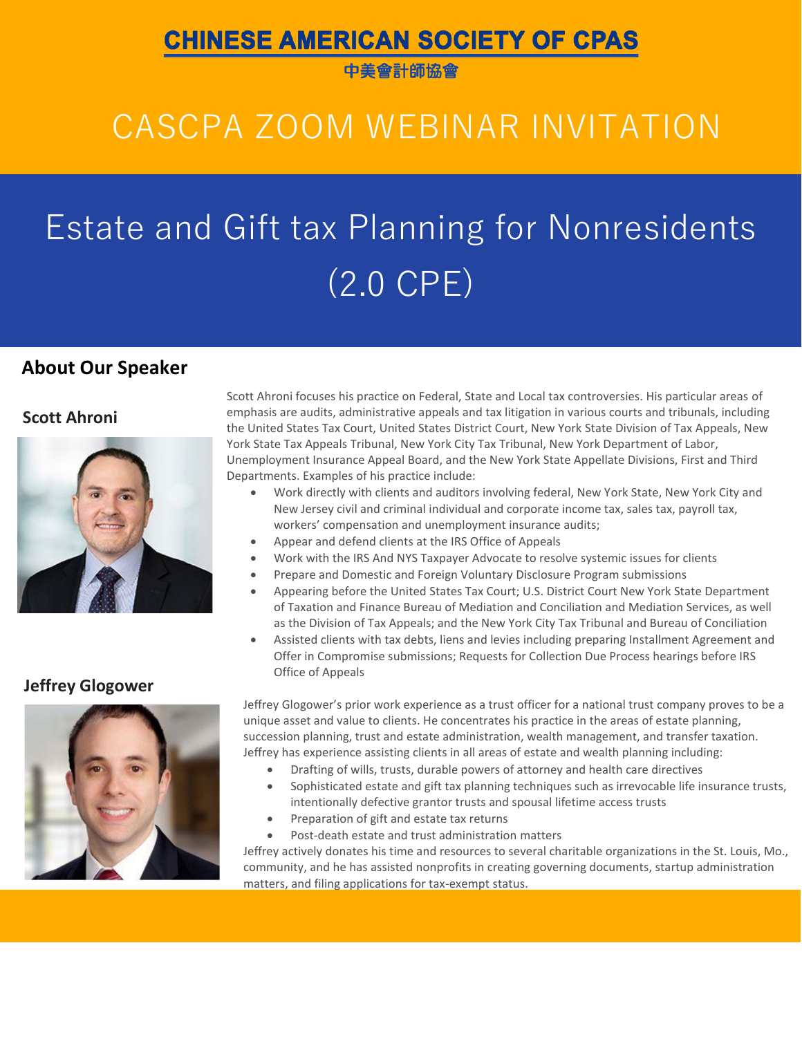# CHINESE AMERICAN SOCIETY OF CPAS

中美會計師協會

## CASCPA ZOOM WEBINAR INVITATION

# Estate and Gift tax Planning for Nonresidents (2.0 CPE)

## About Our Speaker

### Scott Ahroni

Scott Ahroni focuses his practice on Federal, State and Local tax controversies. His particular areas of emphasis are audits, administrative appeals and tax litigation in various courts and tribunals, including the United States Tax Court, United States District Court, New York State Division of Tax Appeals, New York State Tax Appeals Tribunal, New York City Tax Tribunal, New York Department of Labor, Unemployment Insurance Appeal Board, and the New York State Appellate Divisions, First and Third Departments. Examples of his practice include:

- Work directly with clients and auditors involving federal, New York State, New York City and New Jersey civil and criminal individual and corporate income tax, sales tax, payroll tax, workers' compensation and unemployment insurance audits;
- Appear and defend clients at the IRS Office of Appeals
- Work with the IRS And NYS Taxpayer Advocate to resolve systemic issues for clients
- Prepare and Domestic and Foreign Voluntary Disclosure Program submissions
- Appearing before the United States Tax Court; U.S. District Court New York State Department of Taxation and Finance Bureau of Mediation and Conciliation and Mediation Services, as well as the Division of Tax Appeals; and the New York City Tax Tribunal and Bureau of Conciliation
- Assisted clients with tax debts, liens and levies including preparing Installment Agreement and Offer in Compromise submissions; Requests for Collection Due Process hearings before IRS Office of Appeals

### Jeffrey Glogower

Jeffrey Glogower's prior work experience as a trust officer for a national trust company proves to be a unique asset and value to clients. He concentrates his practice in the areas of estate planning, succession planning, trust and estate administration, wealth management, and transfer taxation. Jeffrey has experience assisting clients in all areas of estate and wealth planning including:

- Drafting of wills, trusts, durable powers of attorney and health care directives
- Sophisticated estate and gift tax planning techniques such as irrevocable life insurance trusts, intentionally defective grantor trusts and spousal lifetime access trusts
- Preparation of gift and estate tax returns
- Post-death estate and trust administration matters

Jeffrey actively donates his time and resources to several charitable organizations in the St. Louis, Mo., community, and he has assisted nonprofits in creating governing documents, startup administration matters, and filing applications for tax-exempt status.